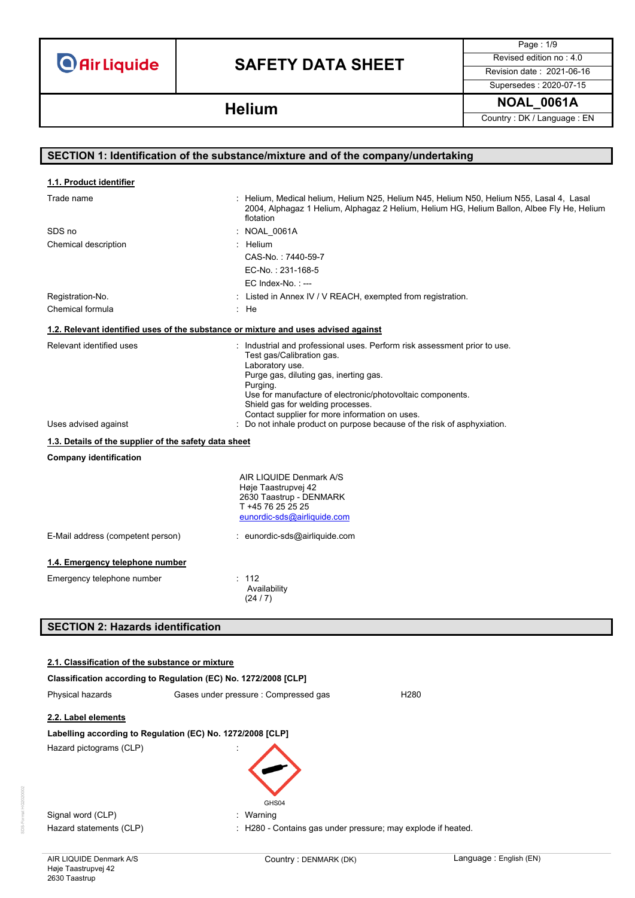# SAFETY DATA SHEET

## Helium

| | |
|---|---|
| Revised edition no : 4.0 | |
| Revision date : 2021-06-16 | |
| Supersedes : 2020-07-15 | |
| NOAL_0061A | |
| Country : DK / Language : EN | |

## SECTION 1: Identification of the substance/mixture and of the company/undertaking

### 1.1. Product identifier

| | |
|---|---|
| Trade name | : Helium, Medical helium, Helium N25, Helium N45, Helium N50, Helium N55, Lasal 4, Lasal 2004, Alphagaz 1 Helium, Alphagaz 2 Helium, Helium HG, Helium Ballon, Albee Fly He, Helium flotation |
| SDS no | : NOAL_0061A |
| Chemical description | : Helium<br>CAS-No. : 7440-59-7<br>EC-No. : 231-168-5<br>EC Index-No. : --- |
| Registration-No. | : Listed in Annex IV / V REACH, exempted from registration. |
| Chemical formula | : He |

### 1.2. Relevant identified uses of the substance or mixture and uses advised against

| | |
|---|---|
| Relevant identified uses | : Industrial and professional uses. Perform risk assessment prior to use.<br>Test gas/Calibration gas.<br>Laboratory use.<br>Purge gas, diluting gas, inerting gas.<br>Purging.<br>Use for manufacture of electronic/photovoltaic components.<br>Shield gas for welding processes.<br>Contact supplier for more information on uses. |
| Uses advised against | : Do not inhale product on purpose because of the risk of asphyxiation. |

### 1.3. Details of the supplier of the safety data sheet

**Company identification**

AIR LIQUIDE Denmark A/S
Høje Taastrupvej 42
2630 Taastrup - DENMARK
T +45 76 25 25 25
eunordic-sds@airliquide.com

| | |
|---|---|
| E-Mail address (competent person) | : eunordic-sds@airliquide.com |

### 1.4. Emergency telephone number

| | |
|---|---|
| Emergency telephone number | : 112<br>Availability<br>(24 / 7) |

## SECTION 2: Hazards identification

### 2.1. Classification of the substance or mixture

**Classification according to Regulation (EC) No. 1272/2008 [CLP]**

| | | |
|---|---|---|
| Physical hazards | Gases under pressure : Compressed gas | H280 |

### 2.2. Label elements

**Labelling according to Regulation (EC) No. 1272/2008 [CLP]**

| | |
|---|---|
| Hazard pictograms (CLP) | : GHS04 |
| Signal word (CLP) | : Warning |
| Hazard statements (CLP) | : H280 - Contains gas under pressure; may explode if heated. |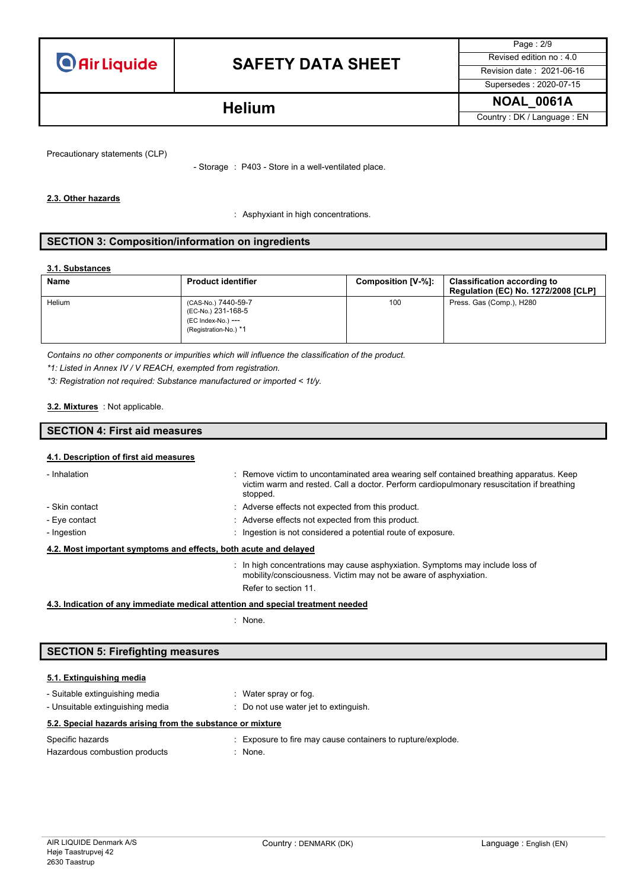Precautionary statements (CLP)

- Storage : P403 - Store in a well-ventilated place.

**2.3. Other hazards**

: Asphyxiant in high concentrations.

## SECTION 3: Composition/information on ingredients

**3.1. Substances**

| Name | Product identifier | Composition [V-%]: | Classification according to Regulation (EC) No. 1272/2008 [CLP] |
|---|---|---|---|
| Helium | (CAS-No.) 7440-59-7<br>(EC-No.) 231-168-5<br>(EC Index-No.) ---<br>(Registration-No.) *1 | 100 | Press. Gas (Comp.), H280 |

*Contains no other components or impurities which will influence the classification of the product.*

*\*1: Listed in Annex IV / V REACH, exempted from registration.*

*\*3: Registration not required: Substance manufactured or imported < 1t/y.*

**3.2. Mixtures** : Not applicable.

## SECTION 4: First aid measures

**4.1. Description of first aid measures**

- Inhalation : Remove victim to uncontaminated area wearing self contained breathing apparatus. Keep victim warm and rested. Call a doctor. Perform cardiopulmonary resuscitation if breathing stopped.
- Skin contact : Adverse effects not expected from this product.
- Eye contact : Adverse effects not expected from this product.
- Ingestion : Ingestion is not considered a potential route of exposure.

**4.2. Most important symptoms and effects, both acute and delayed**

: In high concentrations may cause asphyxiation. Symptoms may include loss of mobility/consciousness. Victim may not be aware of asphyxiation.
Refer to section 11.

**4.3. Indication of any immediate medical attention and special treatment needed**

: None.

## SECTION 5: Firefighting measures

**5.1. Extinguishing media**

- Suitable extinguishing media : Water spray or fog.
- Unsuitable extinguishing media : Do not use water jet to extinguish.

**5.2. Special hazards arising from the substance or mixture**

Specific hazards : Exposure to fire may cause containers to rupture/explode.

Hazardous combustion products : None.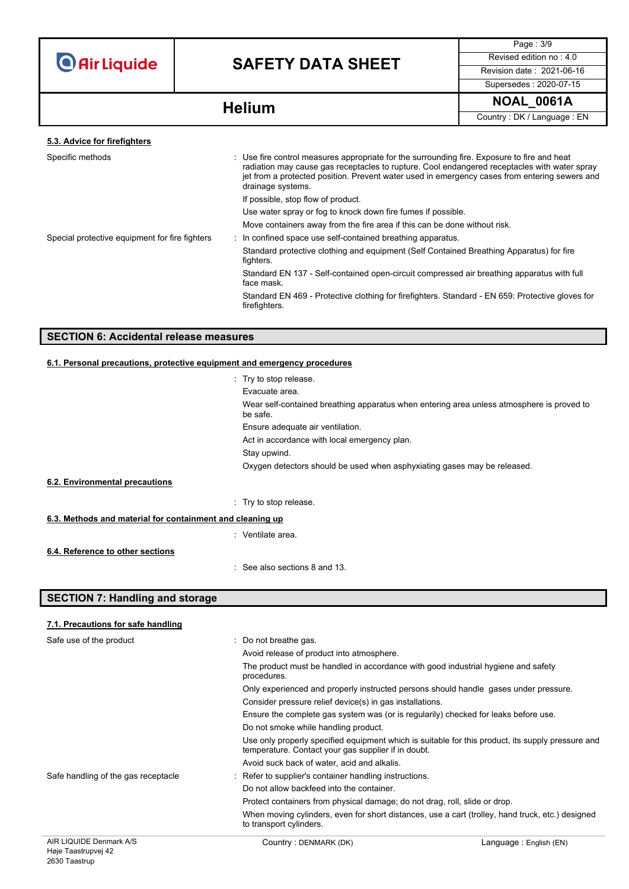### 5.3. Advice for firefighters

| | |
|---|---|
| Specific methods | : Use fire control measures appropriate for the surrounding fire. Exposure to fire and heat radiation may cause gas receptacles to rupture. Cool endangered receptacles with water spray jet from a protected position. Prevent water used in emergency cases from entering sewers and drainage systems. |
| | If possible, stop flow of product. |
| | Use water spray or fog to knock down fire fumes if possible. |
| | Move containers away from the fire area if this can be done without risk. |
| Special protective equipment for fire fighters | : In confined space use self-contained breathing apparatus. |
| | Standard protective clothing and equipment (Self Contained Breathing Apparatus) for fire fighters. |
| | Standard EN 137 - Self-contained open-circuit compressed air breathing apparatus with full face mask. |
| | Standard EN 469 - Protective clothing for firefighters. Standard - EN 659: Protective gloves for firefighters. |

## SECTION 6: Accidental release measures

### 6.1. Personal precautions, protective equipment and emergency procedures

: Try to stop release.

Evacuate area.

Wear self-contained breathing apparatus when entering area unless atmosphere is proved to be safe.

Ensure adequate air ventilation.

Act in accordance with local emergency plan.

Stay upwind.

Oxygen detectors should be used when asphyxiating gases may be released.

### 6.2. Environmental precautions

: Try to stop release.

### 6.3. Methods and material for containment and cleaning up

: Ventilate area.

### 6.4. Reference to other sections

: See also sections 8 and 13.

## SECTION 7: Handling and storage

### 7.1. Precautions for safe handling

| | |
|---|---|
| Safe use of the product | : Do not breathe gas. |
| | Avoid release of product into atmosphere. |
| | The product must be handled in accordance with good industrial hygiene and safety procedures. |
| | Only experienced and properly instructed persons should handle gases under pressure. |
| | Consider pressure relief device(s) in gas installations. |
| | Ensure the complete gas system was (or is regularily) checked for leaks before use. |
| | Do not smoke while handling product. |
| | Use only properly specified equipment which is suitable for this product, its supply pressure and temperature. Contact your gas supplier if in doubt. |
| | Avoid suck back of water, acid and alkalis. |
| Safe handling of the gas receptacle | : Refer to supplier's container handling instructions. |
| | Do not allow backfeed into the container. |
| | Protect containers from physical damage; do not drag, roll, slide or drop. |
| | When moving cylinders, even for short distances, use a cart (trolley, hand truck, etc.) designed to transport cylinders. |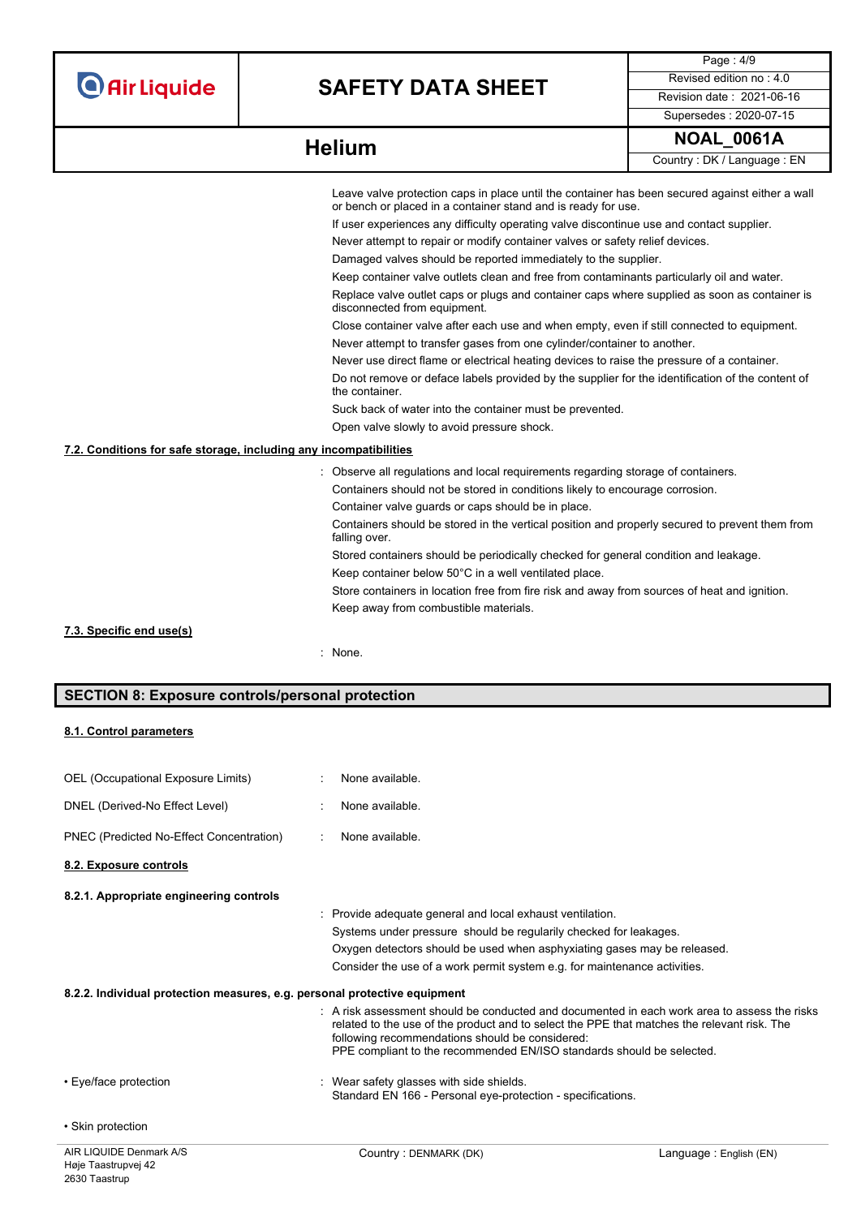Leave valve protection caps in place until the container has been secured against either a wall or bench or placed in a container stand and is ready for use.

If user experiences any difficulty operating valve discontinue use and contact supplier.

Never attempt to repair or modify container valves or safety relief devices.

Damaged valves should be reported immediately to the supplier.

Keep container valve outlets clean and free from contaminants particularly oil and water.

Replace valve outlet caps or plugs and container caps where supplied as soon as container is disconnected from equipment.

Close container valve after each use and when empty, even if still connected to equipment.

Never attempt to transfer gases from one cylinder/container to another.

Never use direct flame or electrical heating devices to raise the pressure of a container.

Do not remove or deface labels provided by the supplier for the identification of the content of the container.

Suck back of water into the container must be prevented.

Open valve slowly to avoid pressure shock.

### 7.2. Conditions for safe storage, including any incompatibilities

: Observe all regulations and local requirements regarding storage of containers.

Containers should not be stored in conditions likely to encourage corrosion.

Container valve guards or caps should be in place.

Containers should be stored in the vertical position and properly secured to prevent them from falling over.

Stored containers should be periodically checked for general condition and leakage.

Keep container below 50°C in a well ventilated place.

Store containers in location free from fire risk and away from sources of heat and ignition.

Keep away from combustible materials.

### 7.3. Specific end use(s)

: None.

## SECTION 8: Exposure controls/personal protection

### 8.1. Control parameters

OEL (Occupational Exposure Limits) : None available.

DNEL (Derived-No Effect Level) : None available.

PNEC (Predicted No-Effect Concentration) : None available.

### 8.2. Exposure controls

#### 8.2.1. Appropriate engineering controls

: Provide adequate general and local exhaust ventilation.

Systems under pressure should be regularily checked for leakages.

Oxygen detectors should be used when asphyxiating gases may be released.

Consider the use of a work permit system e.g. for maintenance activities.

#### 8.2.2. Individual protection measures, e.g. personal protective equipment

: A risk assessment should be conducted and documented in each work area to assess the risks related to the use of the product and to select the PPE that matches the relevant risk. The following recommendations should be considered:
PPE compliant to the recommended EN/ISO standards should be selected.

• Eye/face protection : Wear safety glasses with side shields.
Standard EN 166 - Personal eye-protection - specifications.

• Skin protection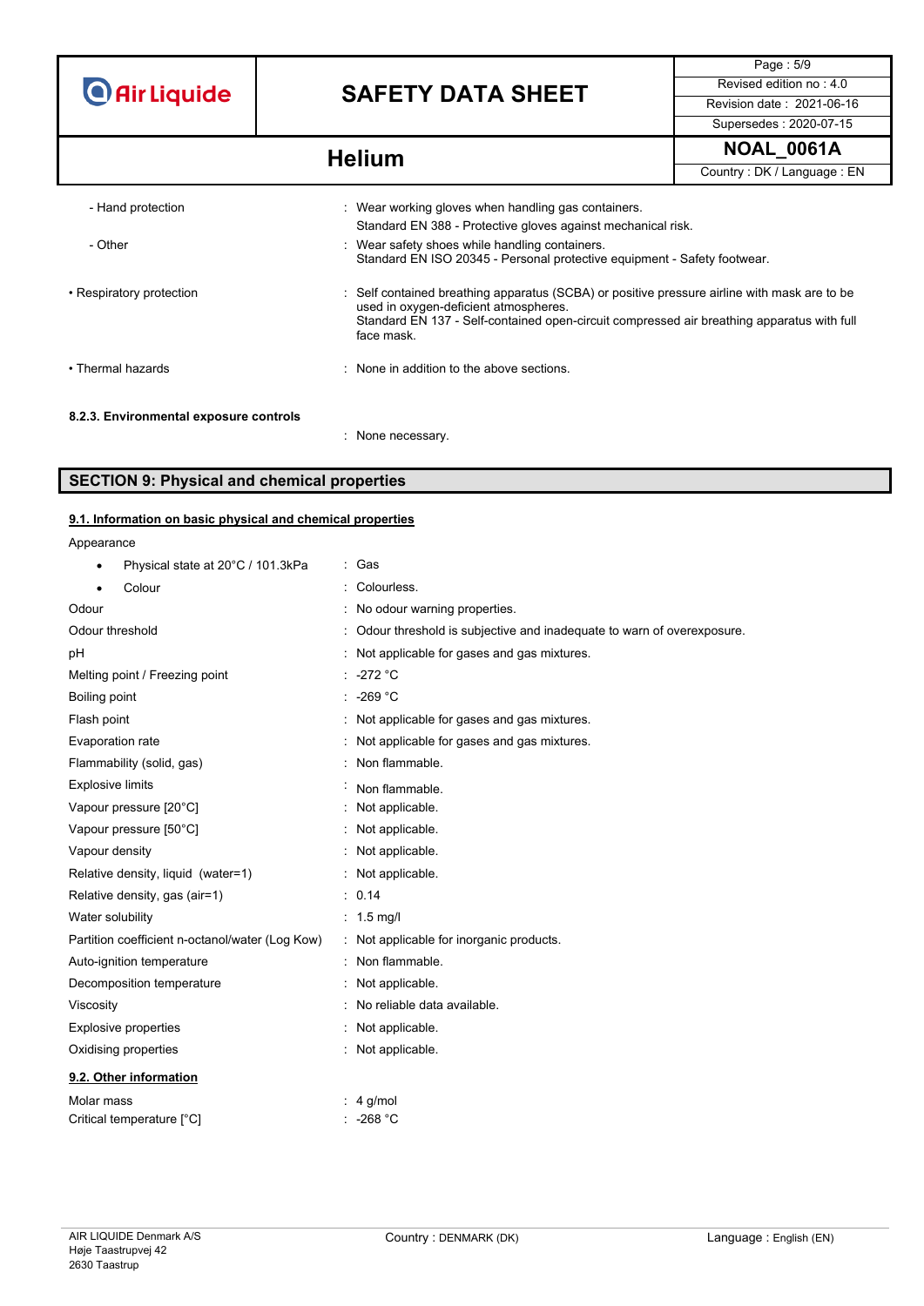| | |
|---|---|
| - Hand protection | : Wear working gloves when handling gas containers.<br>Standard EN 388 - Protective gloves against mechanical risk. |
| - Other | : Wear safety shoes while handling containers.<br>Standard EN ISO 20345 - Personal protective equipment - Safety footwear. |
| • Respiratory protection | : Self contained breathing apparatus (SCBA) or positive pressure airline with mask are to be used in oxygen-deficient atmospheres.<br>Standard EN 137 - Self-contained open-circuit compressed air breathing apparatus with full face mask. |
| • Thermal hazards | : None in addition to the above sections. |

**8.2.3. Environmental exposure controls**

: None necessary.

## SECTION 9: Physical and chemical properties

### 9.1. Information on basic physical and chemical properties

Appearance

| | |
|---|---|
| • Physical state at 20°C / 101.3kPa | : Gas |
| • Colour | : Colourless. |
| Odour | : No odour warning properties. |
| Odour threshold | : Odour threshold is subjective and inadequate to warn of overexposure. |
| pH | : Not applicable for gases and gas mixtures. |
| Melting point / Freezing point | : -272 °C |
| Boiling point | : -269 °C |
| Flash point | : Not applicable for gases and gas mixtures. |
| Evaporation rate | : Not applicable for gases and gas mixtures. |
| Flammability (solid, gas) | : Non flammable. |
| Explosive limits | : Non flammable. |
| Vapour pressure [20°C] | : Not applicable. |
| Vapour pressure [50°C] | : Not applicable. |
| Vapour density | : Not applicable. |
| Relative density, liquid (water=1) | : Not applicable. |
| Relative density, gas (air=1) | : 0.14 |
| Water solubility | : 1.5 mg/l |
| Partition coefficient n-octanol/water (Log Kow) | : Not applicable for inorganic products. |
| Auto-ignition temperature | : Non flammable. |
| Decomposition temperature | : Not applicable. |
| Viscosity | : No reliable data available. |
| Explosive properties | : Not applicable. |
| Oxidising properties | : Not applicable. |

### 9.2. Other information

| | |
|---|---|
| Molar mass | : 4 g/mol |
| Critical temperature [°C] | : -268 °C |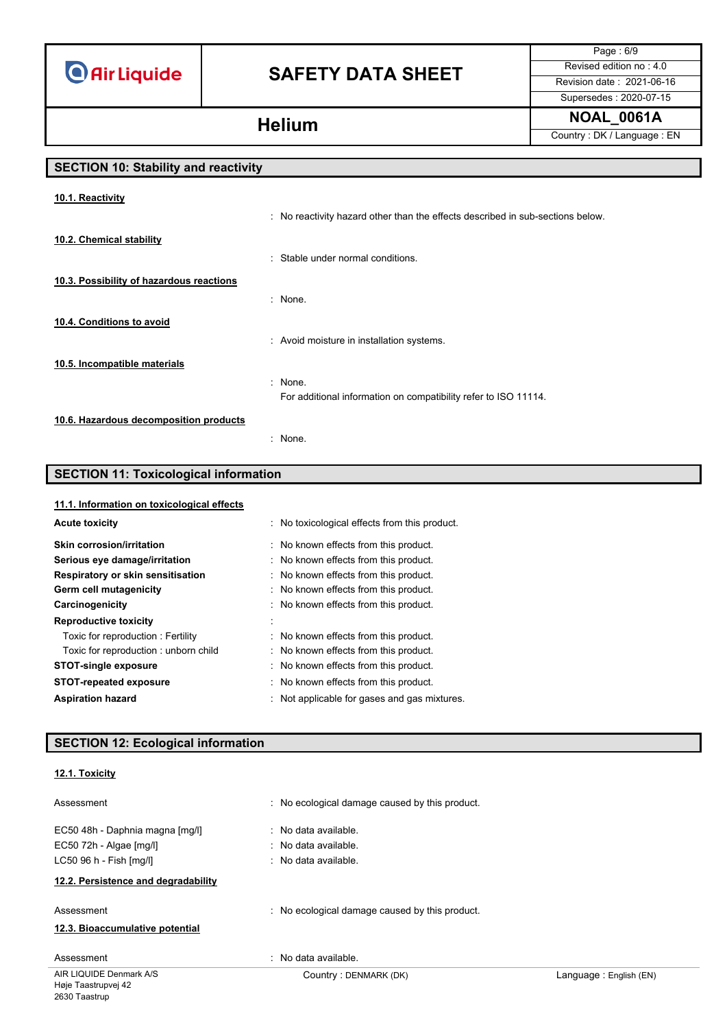## SECTION 10: Stability and reactivity

### 10.1. Reactivity

: No reactivity hazard other than the effects described in sub-sections below.

### 10.2. Chemical stability

: Stable under normal conditions.

### 10.3. Possibility of hazardous reactions

: None.

### 10.4. Conditions to avoid

: Avoid moisture in installation systems.

### 10.5. Incompatible materials

: None.
For additional information on compatibility refer to ISO 11114.

### 10.6. Hazardous decomposition products

: None.

## SECTION 11: Toxicological information

### 11.1. Information on toxicological effects

| | |
|---|---|
| **Acute toxicity** | : No toxicological effects from this product. |
| **Skin corrosion/irritation** | : No known effects from this product. |
| **Serious eye damage/irritation** | : No known effects from this product. |
| **Respiratory or skin sensitisation** | : No known effects from this product. |
| **Germ cell mutagenicity** | : No known effects from this product. |
| **Carcinogenicity** | : No known effects from this product. |
| **Reproductive toxicity** | : |
| Toxic for reproduction : Fertility | : No known effects from this product. |
| Toxic for reproduction : unborn child | : No known effects from this product. |
| **STOT-single exposure** | : No known effects from this product. |
| **STOT-repeated exposure** | : No known effects from this product. |
| **Aspiration hazard** | : Not applicable for gases and gas mixtures. |

## SECTION 12: Ecological information

### 12.1. Toxicity

| | |
|---|---|
| Assessment | : No ecological damage caused by this product. |
| EC50 48h - Daphnia magna [mg/l] | : No data available. |
| EC50 72h - Algae [mg/l] | : No data available. |
| LC50 96 h - Fish [mg/l] | : No data available. |

### 12.2. Persistence and degradability

| | |
|---|---|
| Assessment | : No ecological damage caused by this product. |

### 12.3. Bioaccumulative potential

| | |
|---|---|
| Assessment | : No data available. |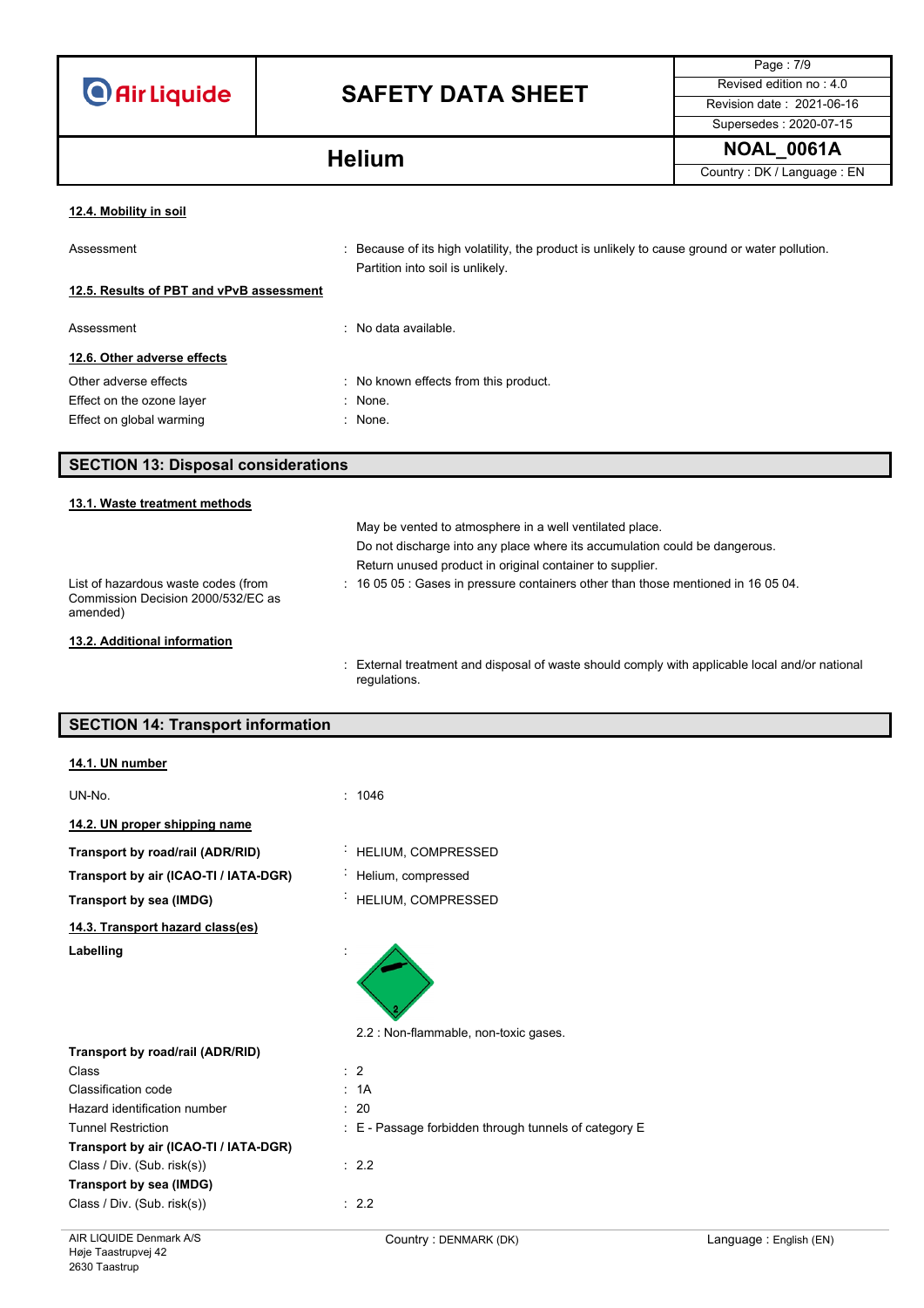#### 12.4. Mobility in soil

Assessment : Because of its high volatility, the product is unlikely to cause ground or water pollution. Partition into soil is unlikely.

#### 12.5. Results of PBT and vPvB assessment

Assessment : No data available.

#### 12.6. Other adverse effects

Other adverse effects : No known effects from this product.

Effect on the ozone layer : None.

Effect on global warming : None.

## SECTION 13: Disposal considerations

#### 13.1. Waste treatment methods

May be vented to atmosphere in a well ventilated place.
Do not discharge into any place where its accumulation could be dangerous.
Return unused product in original container to supplier.

List of hazardous waste codes (from Commission Decision 2000/532/EC as amended) : 16 05 05 : Gases in pressure containers other than those mentioned in 16 05 04.

#### 13.2. Additional information

: External treatment and disposal of waste should comply with applicable local and/or national regulations.

## SECTION 14: Transport information

#### 14.1. UN number

UN-No. : 1046

#### 14.2. UN proper shipping name

**Transport by road/rail (ADR/RID)** : HELIUM, COMPRESSED

**Transport by air (ICAO-TI / IATA-DGR)** : Helium, compressed

**Transport by sea (IMDG)** : HELIUM, COMPRESSED

#### 14.3. Transport hazard class(es)

**Labelling** :

2.2 : Non-flammable, non-toxic gases.

**Transport by road/rail (ADR/RID)**

Class : 2

Classification code : 1A

Hazard identification number : 20

Tunnel Restriction : E - Passage forbidden through tunnels of category E

**Transport by air (ICAO-TI / IATA-DGR)**

Class / Div. (Sub. risk(s)) : 2.2

**Transport by sea (IMDG)**

Class / Div. (Sub. risk(s)) : 2.2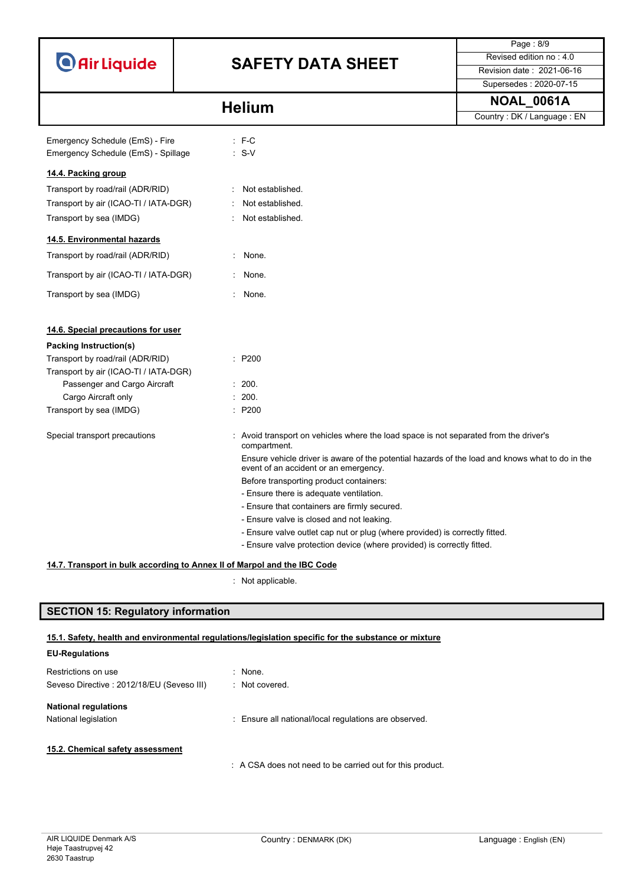| | | |
|---|---|---|
| Emergency Schedule (EmS) - Fire | : | F-C |
| Emergency Schedule (EmS) - Spillage | : | S-V |

#### 14.4. Packing group

| | | |
|---|---|---|
| Transport by road/rail (ADR/RID) | : | Not established. |
| Transport by air (ICAO-TI / IATA-DGR) | : | Not established. |
| Transport by sea (IMDG) | : | Not established. |

#### 14.5. Environmental hazards

| | | |
|---|---|---|
| Transport by road/rail (ADR/RID) | : | None. |
| Transport by air (ICAO-TI / IATA-DGR) | : | None. |
| Transport by sea (IMDG) | : | None. |

#### 14.6. Special precautions for user

**Packing Instruction(s)**

| | | |
|---|---|---|
| Transport by road/rail (ADR/RID) | : | P200 |
| Transport by air (ICAO-TI / IATA-DGR) | | |
| Passenger and Cargo Aircraft | : | 200. |
| Cargo Aircraft only | : | 200. |
| Transport by sea (IMDG) | : | P200 |

Special transport precautions : Avoid transport on vehicles where the load space is not separated from the driver's compartment.

Ensure vehicle driver is aware of the potential hazards of the load and knows what to do in the event of an accident or an emergency.

Before transporting product containers:

- Ensure there is adequate ventilation.
- Ensure that containers are firmly secured.
- Ensure valve is closed and not leaking.
- Ensure valve outlet cap nut or plug (where provided) is correctly fitted.
- Ensure valve protection device (where provided) is correctly fitted.

#### 14.7. Transport in bulk according to Annex II of Marpol and the IBC Code

: Not applicable.

## SECTION 15: Regulatory information

#### 15.1. Safety, health and environmental regulations/legislation specific for the substance or mixture

**EU-Regulations**

| | | |
|---|---|---|
| Restrictions on use | : | None. |
| Seveso Directive : 2012/18/EU (Seveso III) | : | Not covered. |

**National regulations**

| | | |
|---|---|---|
| National legislation | : | Ensure all national/local regulations are observed. |

#### 15.2. Chemical safety assessment

: A CSA does not need to be carried out for this product.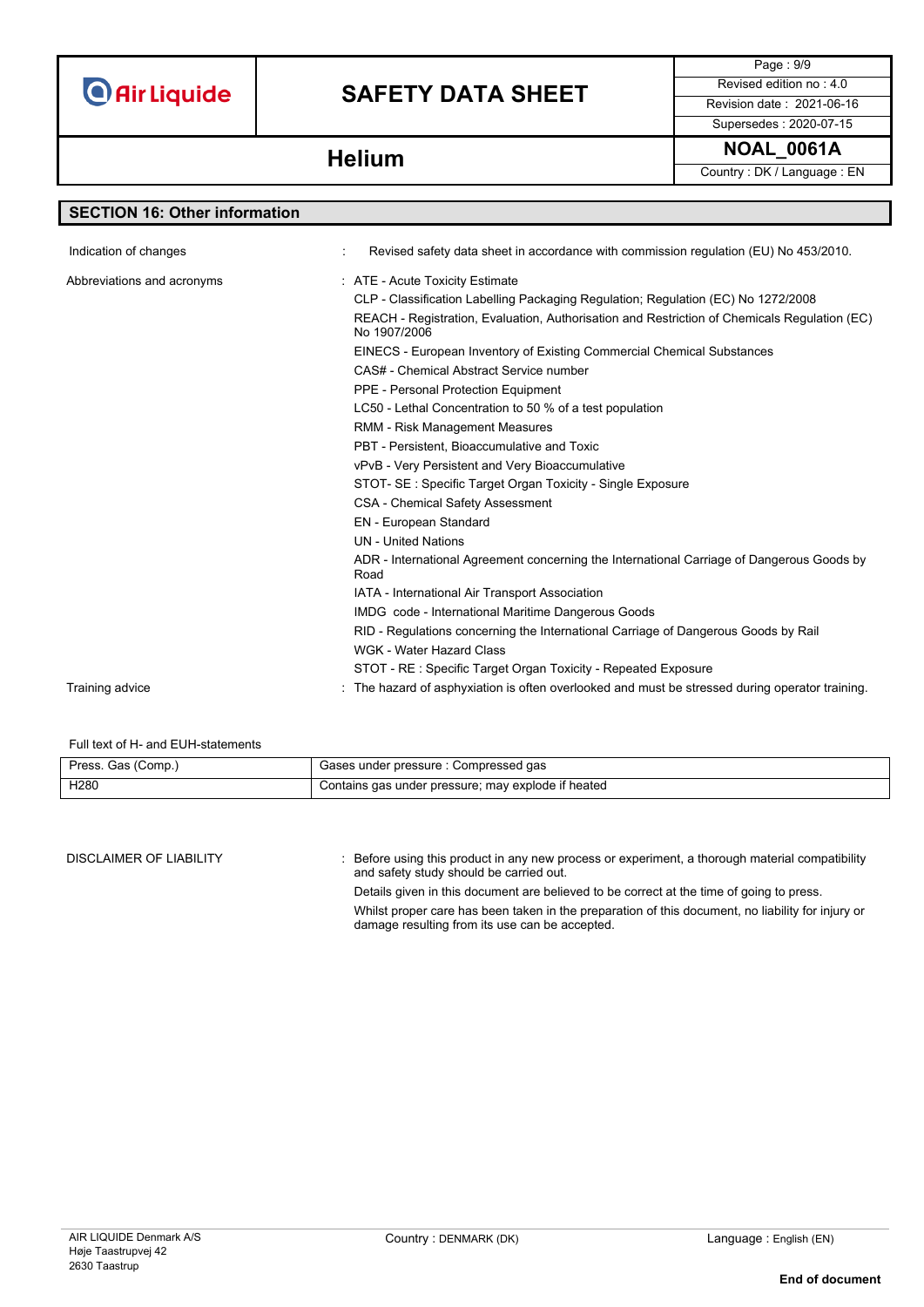## SECTION 16: Other information

Indication of changes : Revised safety data sheet in accordance with commission regulation (EU) No 453/2010.

Abbreviations and acronyms : ATE - Acute Toxicity Estimate

CLP - Classification Labelling Packaging Regulation; Regulation (EC) No 1272/2008

REACH - Registration, Evaluation, Authorisation and Restriction of Chemicals Regulation (EC) No 1907/2006

EINECS - European Inventory of Existing Commercial Chemical Substances

CAS# - Chemical Abstract Service number

PPE - Personal Protection Equipment

LC50 - Lethal Concentration to 50 % of a test population

RMM - Risk Management Measures

PBT - Persistent, Bioaccumulative and Toxic

vPvB - Very Persistent and Very Bioaccumulative

STOT- SE : Specific Target Organ Toxicity - Single Exposure

CSA - Chemical Safety Assessment

EN - European Standard

UN - United Nations

ADR - International Agreement concerning the International Carriage of Dangerous Goods by Road

IATA - International Air Transport Association

IMDG code - International Maritime Dangerous Goods

RID - Regulations concerning the International Carriage of Dangerous Goods by Rail

WGK - Water Hazard Class

STOT - RE : Specific Target Organ Toxicity - Repeated Exposure

Training advice : The hazard of asphyxiation is often overlooked and must be stressed during operator training.

Full text of H- and EUH-statements

| | |
|---|---|
| Press. Gas (Comp.) | Gases under pressure : Compressed gas |
| H280 | Contains gas under pressure; may explode if heated |

DISCLAIMER OF LIABILITY : Before using this product in any new process or experiment, a thorough material compatibility and safety study should be carried out.

Details given in this document are believed to be correct at the time of going to press.

Whilst proper care has been taken in the preparation of this document, no liability for injury or damage resulting from its use can be accepted.

End of document